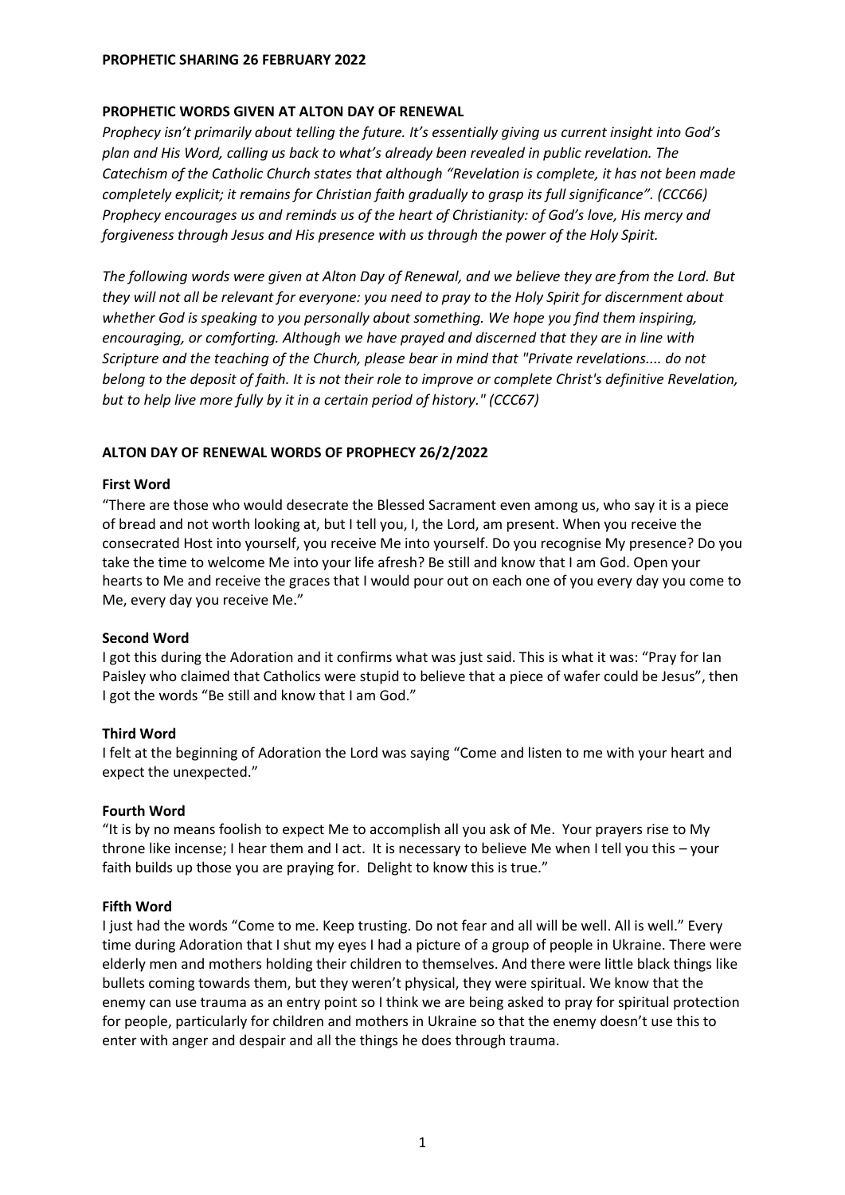# PROPHETIC SHARING 26 FEBRUARY 2022

## PROPHETIC WORDS GIVEN AT ALTON DAY OF RENEWAL

*Prophecy isn't primarily about telling the future. It's essentially giving us current insight into God's plan and His Word, calling us back to what's already been revealed in public revelation. The Catechism of the Catholic Church states that although "Revelation is complete, it has not been made completely explicit; it remains for Christian faith gradually to grasp its full significance". (CCC66) Prophecy encourages us and reminds us of the heart of Christianity: of God's love, His mercy and forgiveness through Jesus and His presence with us through the power of the Holy Spirit.*

*The following words were given at Alton Day of Renewal, and we believe they are from the Lord. But they will not all be relevant for everyone: you need to pray to the Holy Spirit for discernment about whether God is speaking to you personally about something. We hope you find them inspiring, encouraging, or comforting. Although we have prayed and discerned that they are in line with Scripture and the teaching of the Church, please bear in mind that "Private revelations.... do not belong to the deposit of faith. It is not their role to improve or complete Christ's definitive Revelation, but to help live more fully by it in a certain period of history." (CCC67)*

## ALTON DAY OF RENEWAL WORDS OF PROPHECY 26/2/2022

### First Word

"There are those who would desecrate the Blessed Sacrament even among us, who say it is a piece of bread and not worth looking at, but I tell you, I, the Lord, am present. When you receive the consecrated Host into yourself, you receive Me into yourself. Do you recognise My presence? Do you take the time to welcome Me into your life afresh? Be still and know that I am God. Open your hearts to Me and receive the graces that I would pour out on each one of you every day you come to Me, every day you receive Me."

### Second Word

I got this during the Adoration and it confirms what was just said. This is what it was: "Pray for Ian Paisley who claimed that Catholics were stupid to believe that a piece of wafer could be Jesus", then I got the words "Be still and know that I am God."

### Third Word

I felt at the beginning of Adoration the Lord was saying "Come and listen to me with your heart and expect the unexpected."

### Fourth Word

"It is by no means foolish to expect Me to accomplish all you ask of Me. Your prayers rise to My throne like incense; I hear them and I act. It is necessary to believe Me when I tell you this – your faith builds up those you are praying for. Delight to know this is true."

### Fifth Word

I just had the words "Come to me. Keep trusting. Do not fear and all will be well. All is well." Every time during Adoration that I shut my eyes I had a picture of a group of people in Ukraine. There were elderly men and mothers holding their children to themselves. And there were little black things like bullets coming towards them, but they weren't physical, they were spiritual. We know that the enemy can use trauma as an entry point so I think we are being asked to pray for spiritual protection for people, particularly for children and mothers in Ukraine so that the enemy doesn't use this to enter with anger and despair and all the things he does through trauma.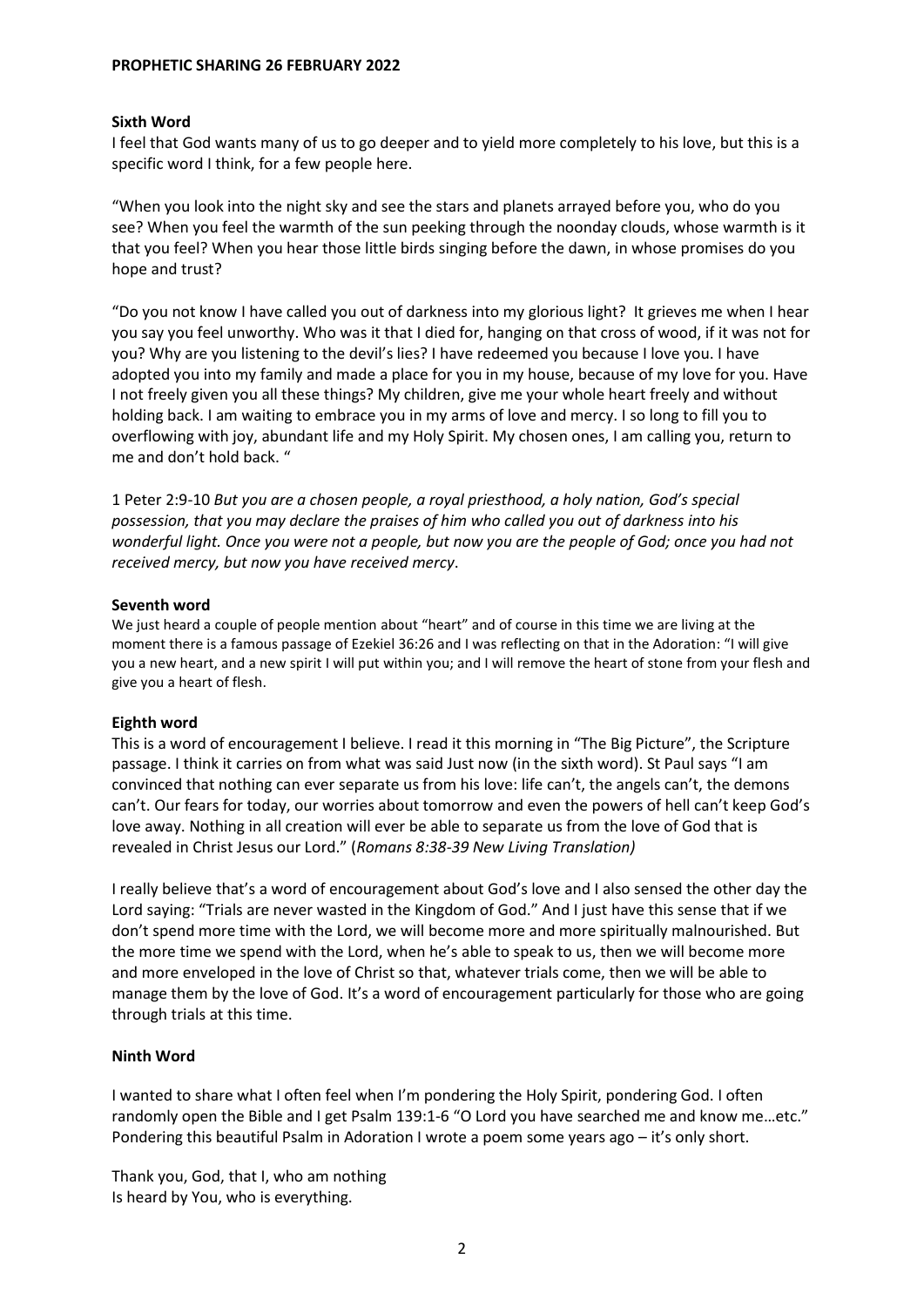**PROPHETIC SHARING 26 FEBRUARY 2022**

**Sixth Word**

I feel that God wants many of us to go deeper and to yield more completely to his love, but this is a specific word I think, for a few people here.

"When you look into the night sky and see the stars and planets arrayed before you, who do you see? When you feel the warmth of the sun peeking through the noonday clouds, whose warmth is it that you feel? When you hear those little birds singing before the dawn, in whose promises do you hope and trust?

"Do you not know I have called you out of darkness into my glorious light? It grieves me when I hear you say you feel unworthy. Who was it that I died for, hanging on that cross of wood, if it was not for you? Why are you listening to the devil's lies? I have redeemed you because I love you. I have adopted you into my family and made a place for you in my house, because of my love for you. Have I not freely given you all these things? My children, give me your whole heart freely and without holding back. I am waiting to embrace you in my arms of love and mercy. I so long to fill you to overflowing with joy, abundant life and my Holy Spirit. My chosen ones, I am calling you, return to me and don't hold back. "

1 Peter 2:9-10 *But you are a chosen people, a royal priesthood, a holy nation, God's special possession, that you may declare the praises of him who called you out of darkness into his wonderful light. Once you were not a people, but now you are the people of God; once you had not received mercy, but now you have received mercy*.

**Seventh word**

We just heard a couple of people mention about "heart" and of course in this time we are living at the moment there is a famous passage of Ezekiel 36:26 and I was reflecting on that in the Adoration: "I will give you a new heart, and a new spirit I will put within you; and I will remove the heart of stone from your flesh and give you a heart of flesh.

**Eighth word**

This is a word of encouragement I believe. I read it this morning in "The Big Picture", the Scripture passage. I think it carries on from what was said Just now (in the sixth word). St Paul says "I am convinced that nothing can ever separate us from his love: life can't, the angels can't, the demons can't. Our fears for today, our worries about tomorrow and even the powers of hell can't keep God's love away. Nothing in all creation will ever be able to separate us from the love of God that is revealed in Christ Jesus our Lord." (*Romans 8:38-39 New Living Translation)*

I really believe that's a word of encouragement about God's love and I also sensed the other day the Lord saying: "Trials are never wasted in the Kingdom of God." And I just have this sense that if we don't spend more time with the Lord, we will become more and more spiritually malnourished. But the more time we spend with the Lord, when he's able to speak to us, then we will become more and more enveloped in the love of Christ so that, whatever trials come, then we will be able to manage them by the love of God. It's a word of encouragement particularly for those who are going through trials at this time.

**Ninth Word**

I wanted to share what I often feel when I'm pondering the Holy Spirit, pondering God. I often randomly open the Bible and I get Psalm 139:1-6 "O Lord you have searched me and know me…etc." Pondering this beautiful Psalm in Adoration I wrote a poem some years ago – it's only short.

Thank you, God, that I, who am nothing
Is heard by You, who is everything.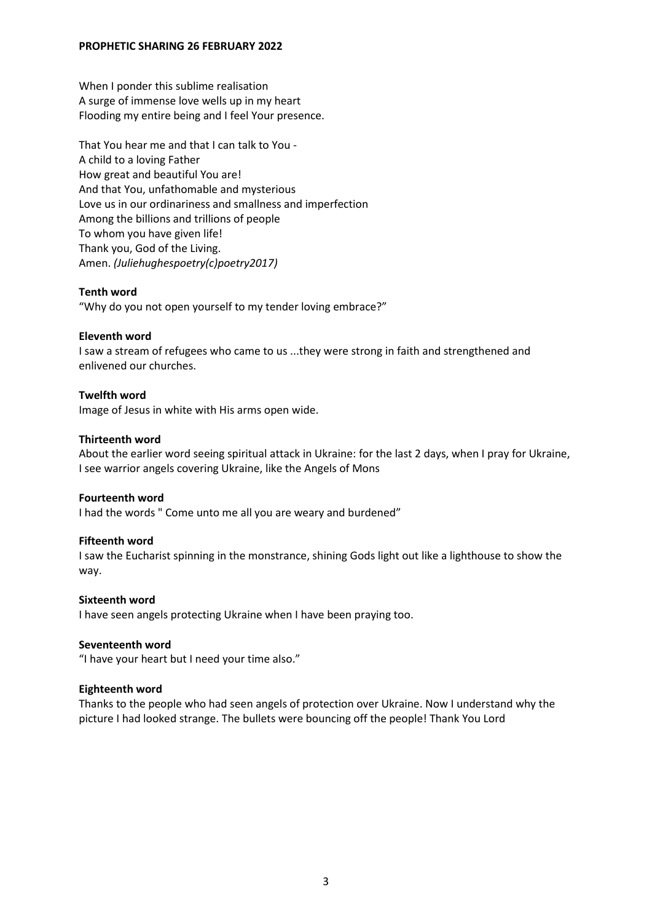When I ponder this sublime realisation
A surge of immense love wells up in my heart
Flooding my entire being and I feel Your presence.

That You hear me and that I can talk to You -
A child to a loving Father
How great and beautiful You are!
And that You, unfathomable and mysterious
Love us in our ordinariness and smallness and imperfection
Among the billions and trillions of people
To whom you have given life!
Thank you, God of the Living.
Amen. *(Juliehughespoetry(c)poetry2017)*

**Tenth word**

"Why do you not open yourself to my tender loving embrace?"

**Eleventh word**

I saw a stream of refugees who came to us ...they were strong in faith and strengthened and enlivened our churches.

**Twelfth word**

Image of Jesus in white with His arms open wide.

**Thirteenth word**

About the earlier word seeing spiritual attack in Ukraine: for the last 2 days, when I pray for Ukraine, I see warrior angels covering Ukraine, like the Angels of Mons

**Fourteenth word**

I had the words " Come unto me all you are weary and burdened"

**Fifteenth word**

I saw the Eucharist spinning in the monstrance, shining Gods light out like a lighthouse to show the way.

**Sixteenth word**

I have seen angels protecting Ukraine when I have been praying too.

**Seventeenth word**

"I have your heart but I need your time also."

**Eighteenth word**

Thanks to the people who had seen angels of protection over Ukraine. Now I understand why the picture I had looked strange. The bullets were bouncing off the people! Thank You Lord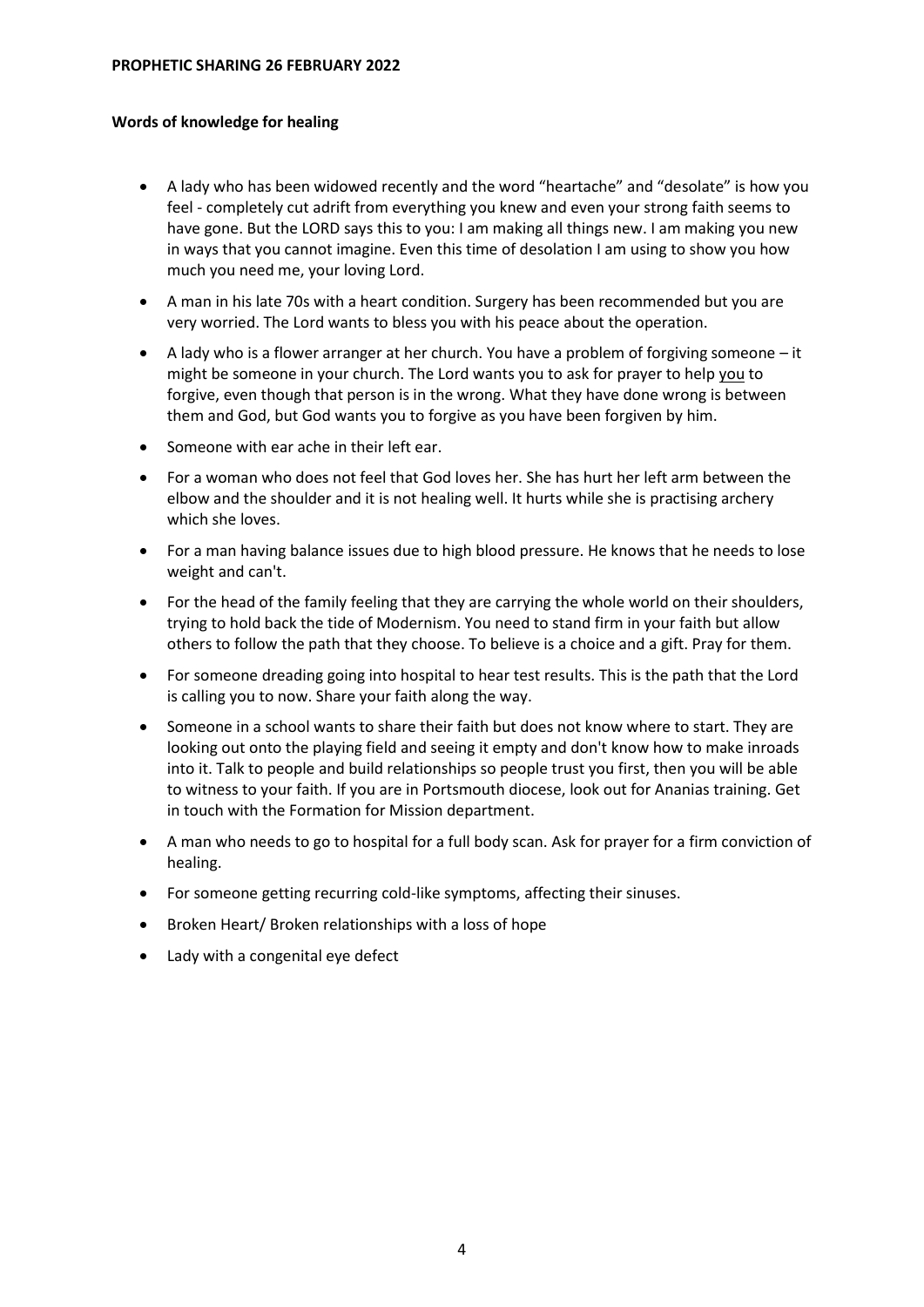**PROPHETIC SHARING 26 FEBRUARY 2022**

**Words of knowledge for healing**

- A lady who has been widowed recently and the word "heartache" and "desolate" is how you feel - completely cut adrift from everything you knew and even your strong faith seems to have gone. But the LORD says this to you: I am making all things new. I am making you new in ways that you cannot imagine. Even this time of desolation I am using to show you how much you need me, your loving Lord.
- A man in his late 70s with a heart condition. Surgery has been recommended but you are very worried. The Lord wants to bless you with his peace about the operation.
- A lady who is a flower arranger at her church. You have a problem of forgiving someone – it might be someone in your church. The Lord wants you to ask for prayer to help <u>you</u> to forgive, even though that person is in the wrong. What they have done wrong is between them and God, but God wants you to forgive as you have been forgiven by him.
- Someone with ear ache in their left ear.
- For a woman who does not feel that God loves her. She has hurt her left arm between the elbow and the shoulder and it is not healing well. It hurts while she is practising archery which she loves.
- For a man having balance issues due to high blood pressure. He knows that he needs to lose weight and can't.
- For the head of the family feeling that they are carrying the whole world on their shoulders, trying to hold back the tide of Modernism. You need to stand firm in your faith but allow others to follow the path that they choose. To believe is a choice and a gift. Pray for them.
- For someone dreading going into hospital to hear test results. This is the path that the Lord is calling you to now. Share your faith along the way.
- Someone in a school wants to share their faith but does not know where to start. They are looking out onto the playing field and seeing it empty and don't know how to make inroads into it. Talk to people and build relationships so people trust you first, then you will be able to witness to your faith. If you are in Portsmouth diocese, look out for Ananias training. Get in touch with the Formation for Mission department.
- A man who needs to go to hospital for a full body scan. Ask for prayer for a firm conviction of healing.
- For someone getting recurring cold-like symptoms, affecting their sinuses.
- Broken Heart/ Broken relationships with a loss of hope
- Lady with a congenital eye defect